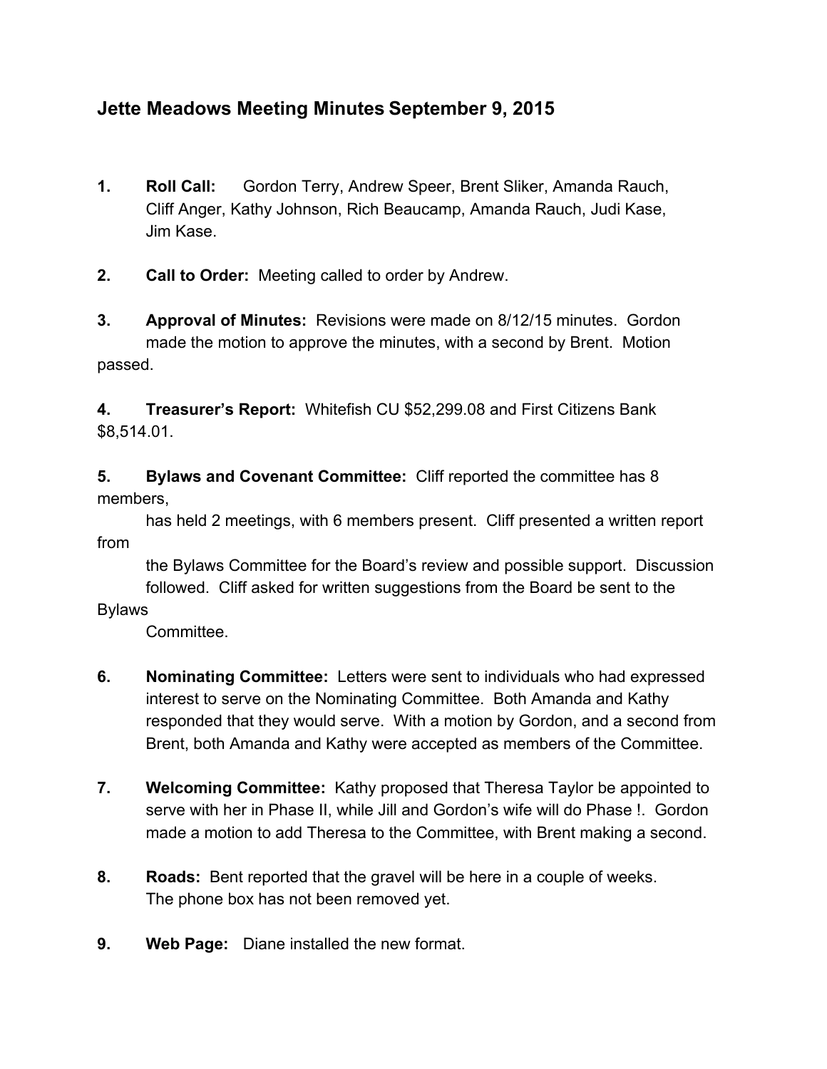## Jette Meadows Meeting Minutes September 9, 2015

1. **Roll Call:** Gordon Terry, Andrew Speer, Brent Sliker, Amanda Rauch, Cliff Anger, Kathy Johnson, Rich Beaucamp, Amanda Rauch, Judi Kase, Jim Kase.

2. **Call to Order:** Meeting called to order by Andrew.

3. **Approval of Minutes:** Revisions were made on 8/12/15 minutes. Gordon made the motion to approve the minutes, with a second by Brent. Motion passed.

4. **Treasurer's Report:** Whitefish CU $52,299.08 and First Citizens Bank $8,514.01.

5. **Bylaws and Covenant Committee:** Cliff reported the committee has 8 members, has held 2 meetings, with 6 members present. Cliff presented a written report from the Bylaws Committee for the Board's review and possible support. Discussion followed. Cliff asked for written suggestions from the Board be sent to the Bylaws Committee.

6. **Nominating Committee:** Letters were sent to individuals who had expressed interest to serve on the Nominating Committee. Both Amanda and Kathy responded that they would serve. With a motion by Gordon, and a second from Brent, both Amanda and Kathy were accepted as members of the Committee.

7. **Welcoming Committee:** Kathy proposed that Theresa Taylor be appointed to serve with her in Phase II, while Jill and Gordon's wife will do Phase !. Gordon made a motion to add Theresa to the Committee, with Brent making a second.

8. **Roads:** Bent reported that the gravel will be here in a couple of weeks. The phone box has not been removed yet.

9. **Web Page:** Diane installed the new format.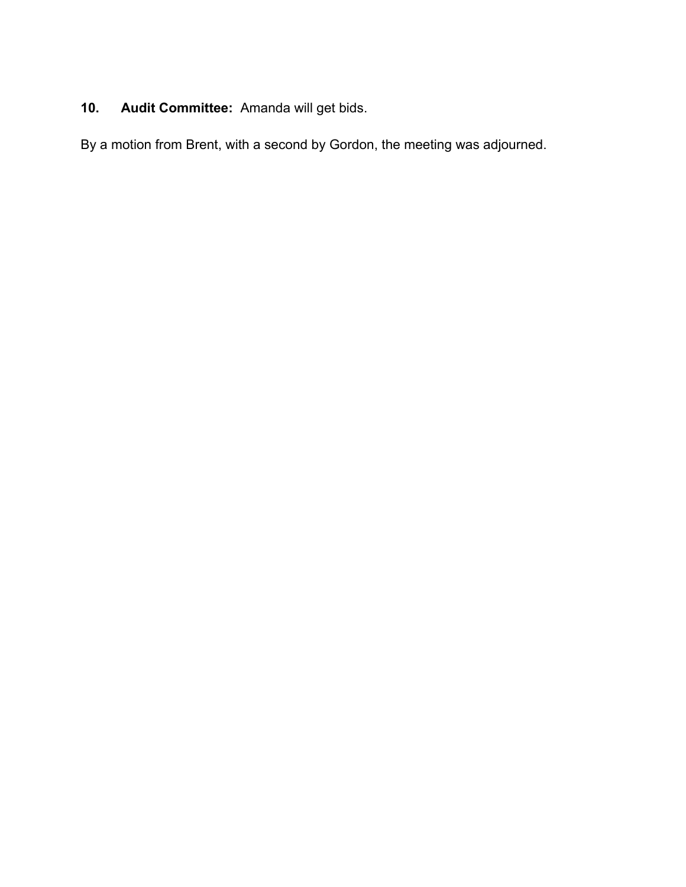**10. Audit Committee:** Amanda will get bids.

By a motion from Brent, with a second by Gordon, the meeting was adjourned.